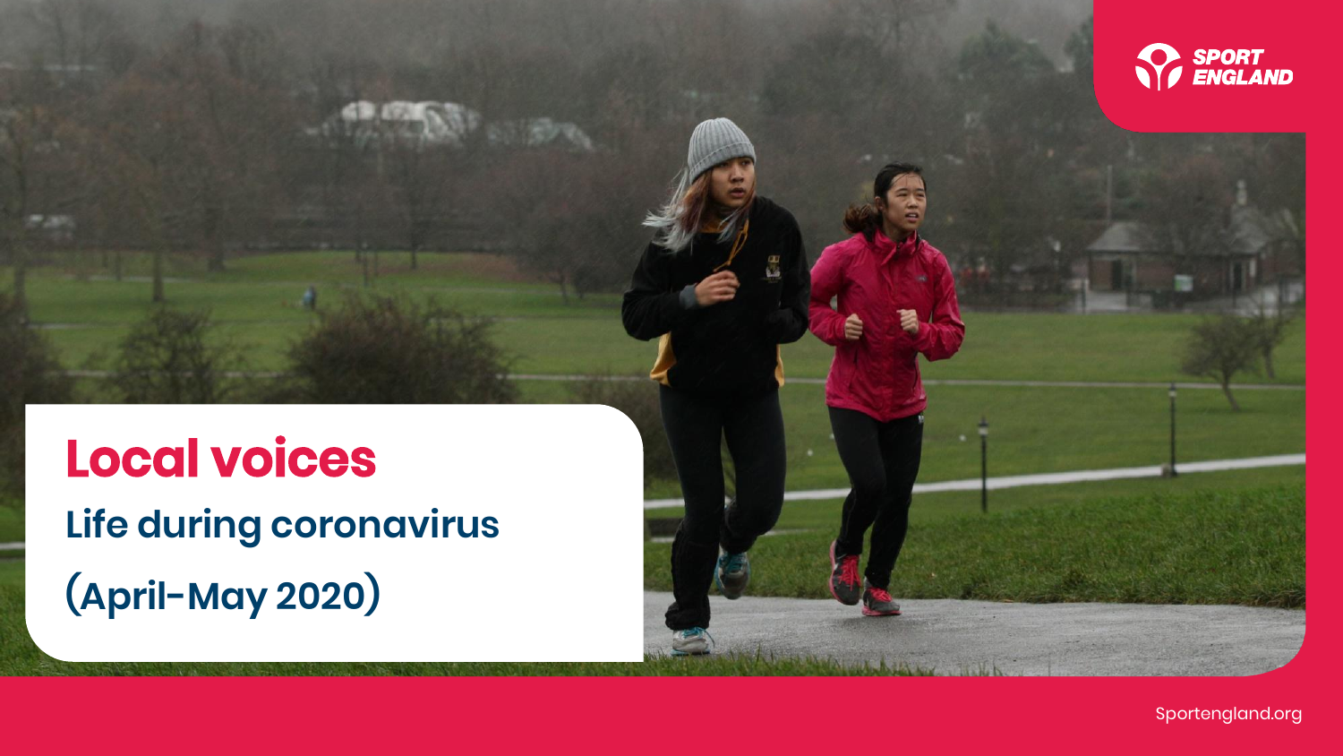# Local voices

## Life during coronavirus

## (April-May 2020)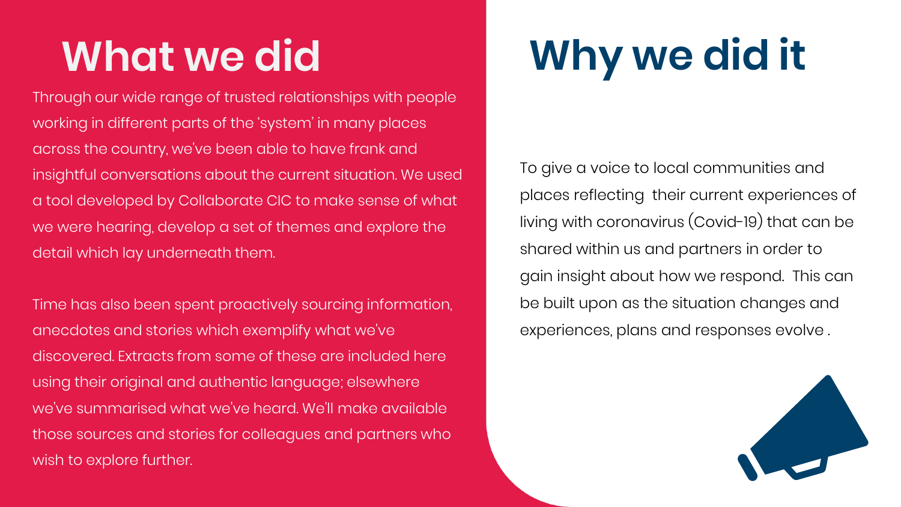# What we did

Through our wide range of trusted relationships with people working in different parts of the 'system' in many places across the country, we've been able to have frank and insightful conversations about the current situation. We used a tool developed by Collaborate CIC to make sense of what we were hearing, develop a set of themes and explore the detail which lay underneath them.

Time has also been spent proactively sourcing information, anecdotes and stories which exemplify what we've discovered. Extracts from some of these are included here using their original and authentic language; elsewhere we've summarised what we've heard. We'll make available those sources and stories for colleagues and partners who wish to explore further.

# Why we did it

To give a voice to local communities and places reflecting their current experiences of living with coronavirus (Covid-19) that can be shared within us and partners in order to gain insight about how we respond. This can be built upon as the situation changes and experiences, plans and responses evolve .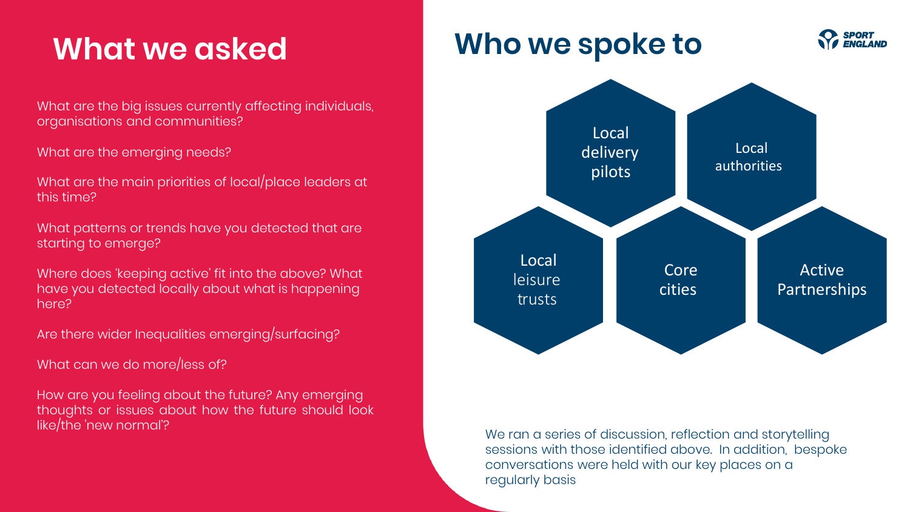# What we asked

What are the big issues currently affecting individuals, organisations and communities?

What are the emerging needs?

What are the main priorities of local/place leaders at this time?

What patterns or trends have you detected that are starting to emerge?

Where does 'keeping active' fit into the above? What have you detected locally about what is happening here?

Are there wider Inequalities emerging/surfacing?

What can we do more/less of?

How are you feeling about the future? Any emerging thoughts or issues about how the future should look like/the 'new normal'?

# Who we spoke to

SPORT ENGLAND

- Local delivery pilots
- Local authorities
- Local leisure trusts
- Core cities
- Active Partnerships

We ran a series of discussion, reflection and storytelling sessions with those identified above. In addition, bespoke conversations were held with our key places on a regularly basis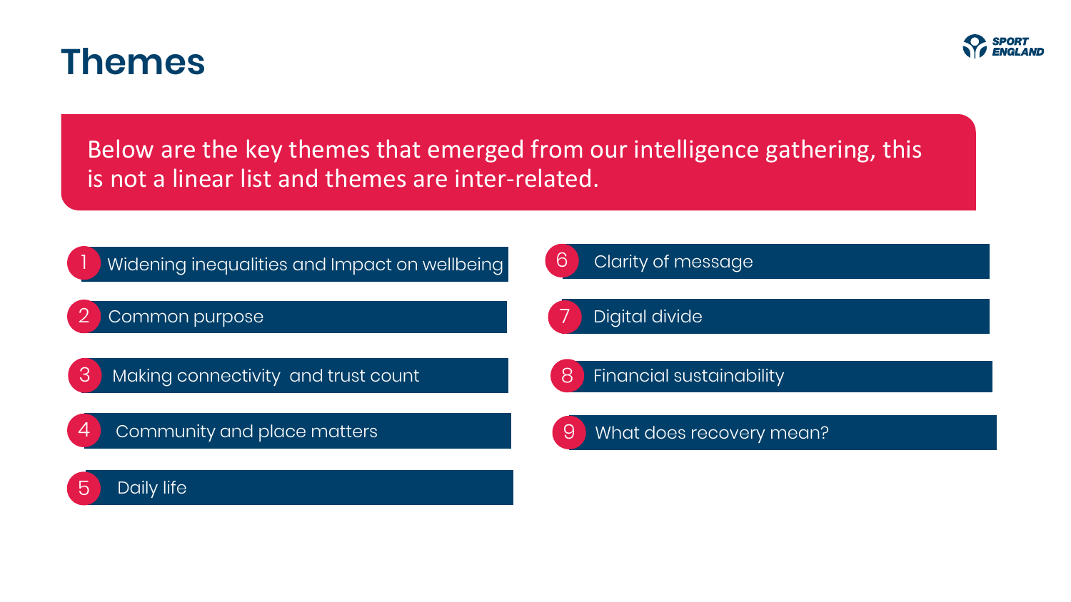# Themes

Below are the key themes that emerged from our intelligence gathering, this is not a linear list and themes are inter-related.

1. Widening inequalities and Impact on wellbeing
2. Common purpose
3. Making connectivity  and trust count
4. Community and place matters
5. Daily life
6. Clarity of message
7. Digital divide
8. Financial sustainability
9. What does recovery mean?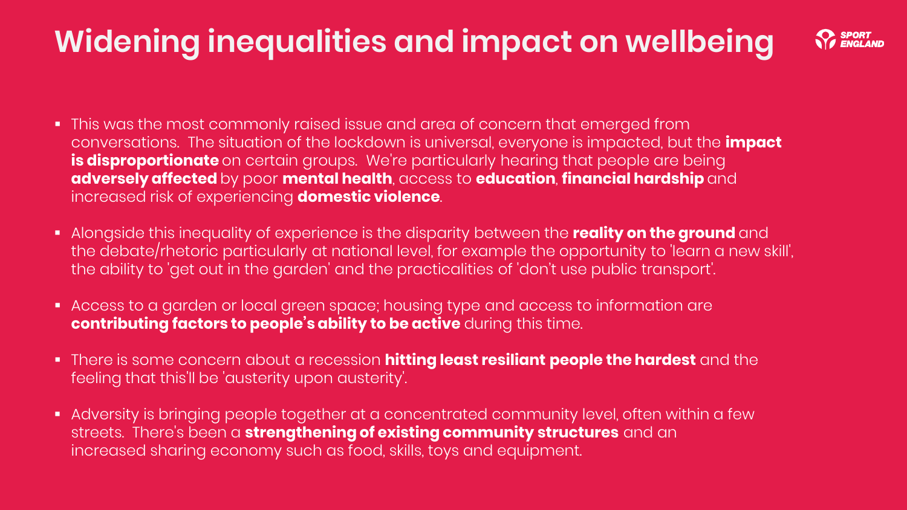# Widening inequalities and impact on wellbeing

- This was the most commonly raised issue and area of concern that emerged from conversations. The situation of the lockdown is universal, everyone is impacted, but the **impact is disproportionate** on certain groups. We're particularly hearing that people are being **adversely affected** by poor **mental health**, access to **education**, **financial hardship** and increased risk of experiencing **domestic violence**.
- Alongside this inequality of experience is the disparity between the **reality on the ground** and the debate/rhetoric particularly at national level, for example the opportunity to 'learn a new skill', the ability to 'get out in the garden' and the practicalities of 'don't use public transport'.
- Access to a garden or local green space; housing type and access to information are **contributing factors to people's ability to be active** during this time.
- There is some concern about a recession **hitting least resiliant people the hardest** and the feeling that this'll be 'austerity upon austerity'.
- Adversity is bringing people together at a concentrated community level, often within a few streets. There's been a **strengthening of existing community structures** and an increased sharing economy such as food, skills, toys and equipment.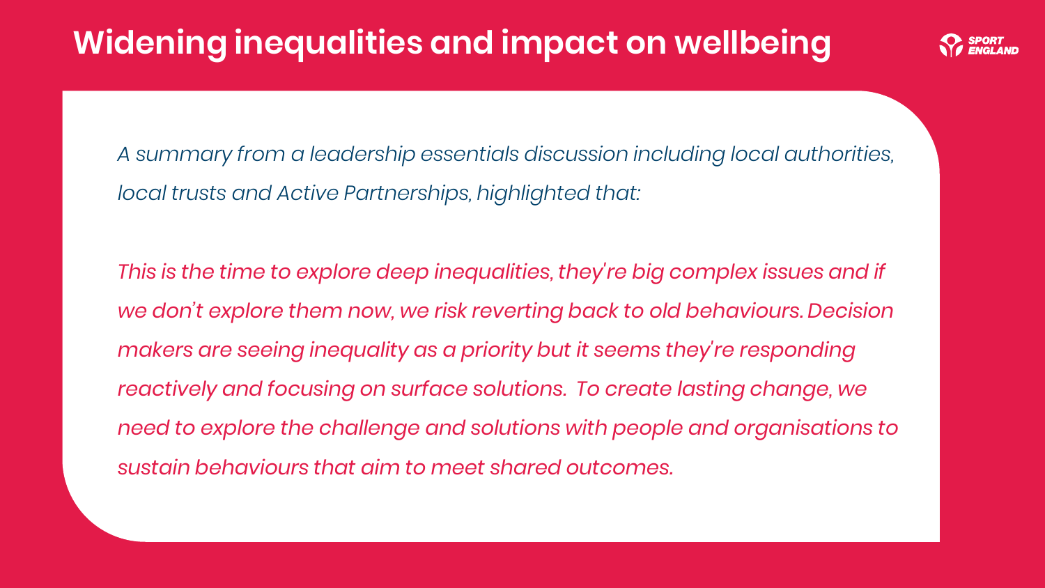# Widening inequalities and impact on wellbeing

*A summary from a leadership essentials discussion including local authorities, local trusts and Active Partnerships, highlighted that:*

*This is the time to explore deep inequalities, they're big complex issues and if we don't explore them now, we risk reverting back to old behaviours. Decision makers are seeing inequality as a priority but it seems they're responding reactively and focusing on surface solutions. To create lasting change, we need to explore the challenge and solutions with people and organisations to sustain behaviours that aim to meet shared outcomes.*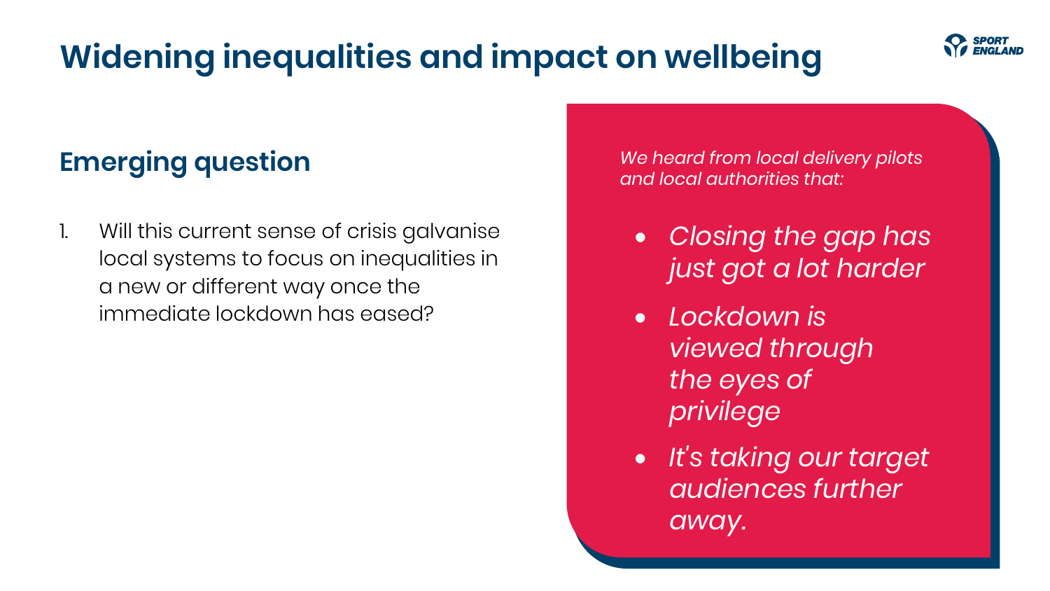# Widening inequalities and impact on wellbeing

## Emerging question

1. Will this current sense of crisis galvanise local systems to focus on inequalities in a new or different way once the immediate lockdown has eased?

*We heard from local delivery pilots and local authorities that:*

- *Closing the gap has just got a lot harder*
- *Lockdown is viewed through the eyes of privilege*
- *It's taking our target audiences further away.*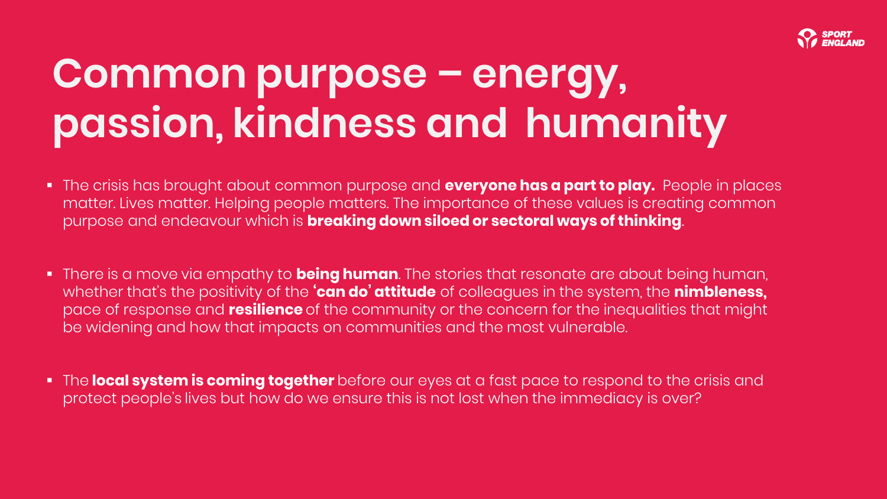# Common purpose – energy, passion, kindness and humanity

- The crisis has brought about common purpose and **everyone has a part to play.** People in places matter. Lives matter. Helping people matters. The importance of these values is creating common purpose and endeavour which is **breaking down siloed or sectoral ways of thinking**.

- There is a move via empathy to **being human**. The stories that resonate are about being human, whether that's the positivity of the **'can do' attitude** of colleagues in the system, the **nimbleness,** pace of response and **resilience** of the community or the concern for the inequalities that might be widening and how that impacts on communities and the most vulnerable.

- The **local system is coming together** before our eyes at a fast pace to respond to the crisis and protect people's lives but how do we ensure this is not lost when the immediacy is over?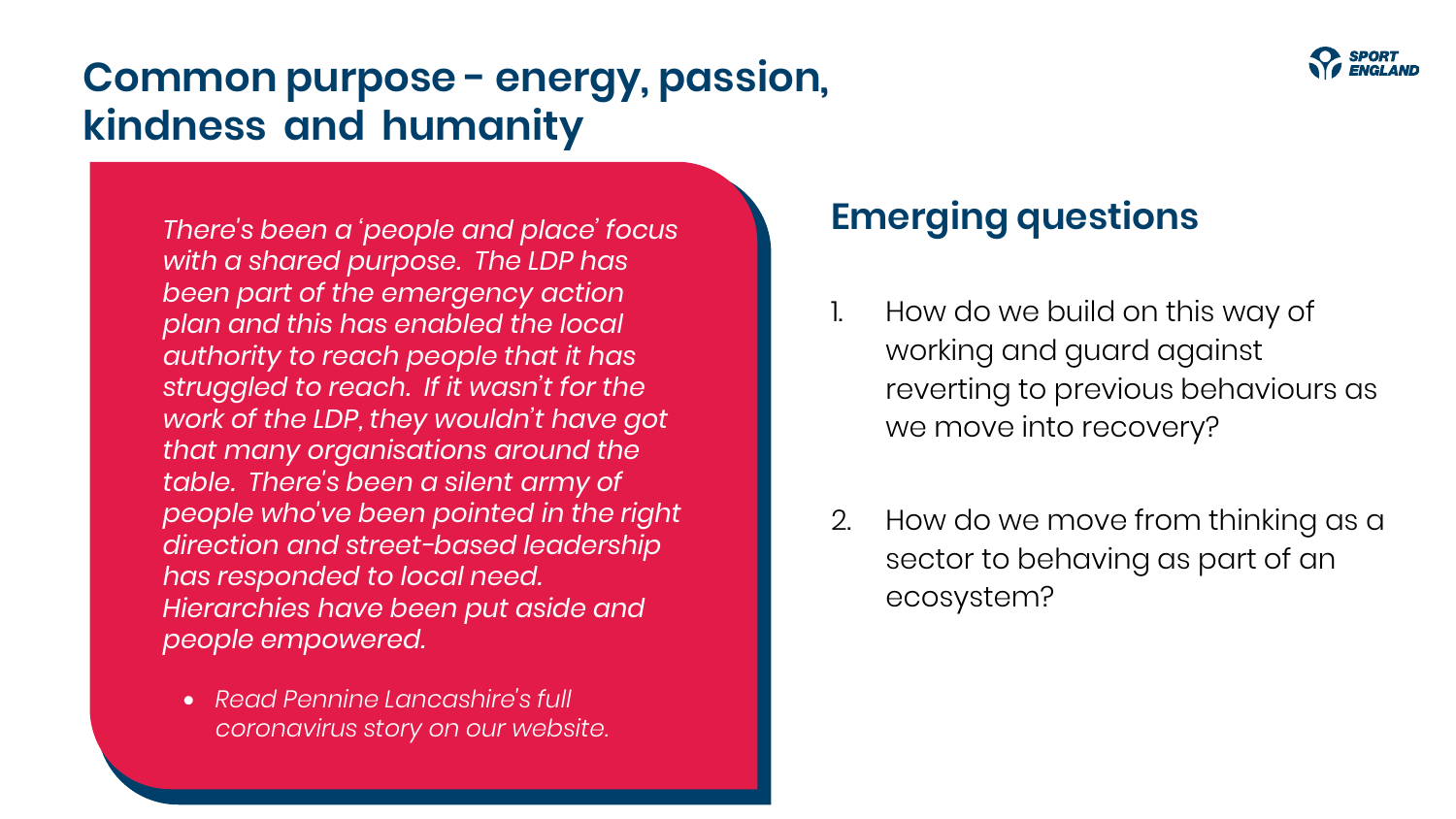# Common purpose - energy, passion, kindness and humanity

*There's been a 'people and place' focus with a shared purpose. The LDP has been part of the emergency action plan and this has enabled the local authority to reach people that it has struggled to reach. If it wasn't for the work of the LDP, they wouldn't have got that many organisations around the table. There's been a silent army of people who've been pointed in the right direction and street-based leadership has responded to local need. Hierarchies have been put aside and people empowered.*

- *Read Pennine Lancashire's full coronavirus story on our website.*

## Emerging questions

1. How do we build on this way of working and guard against reverting to previous behaviours as we move into recovery?

2. How do we move from thinking as a sector to behaving as part of an ecosystem?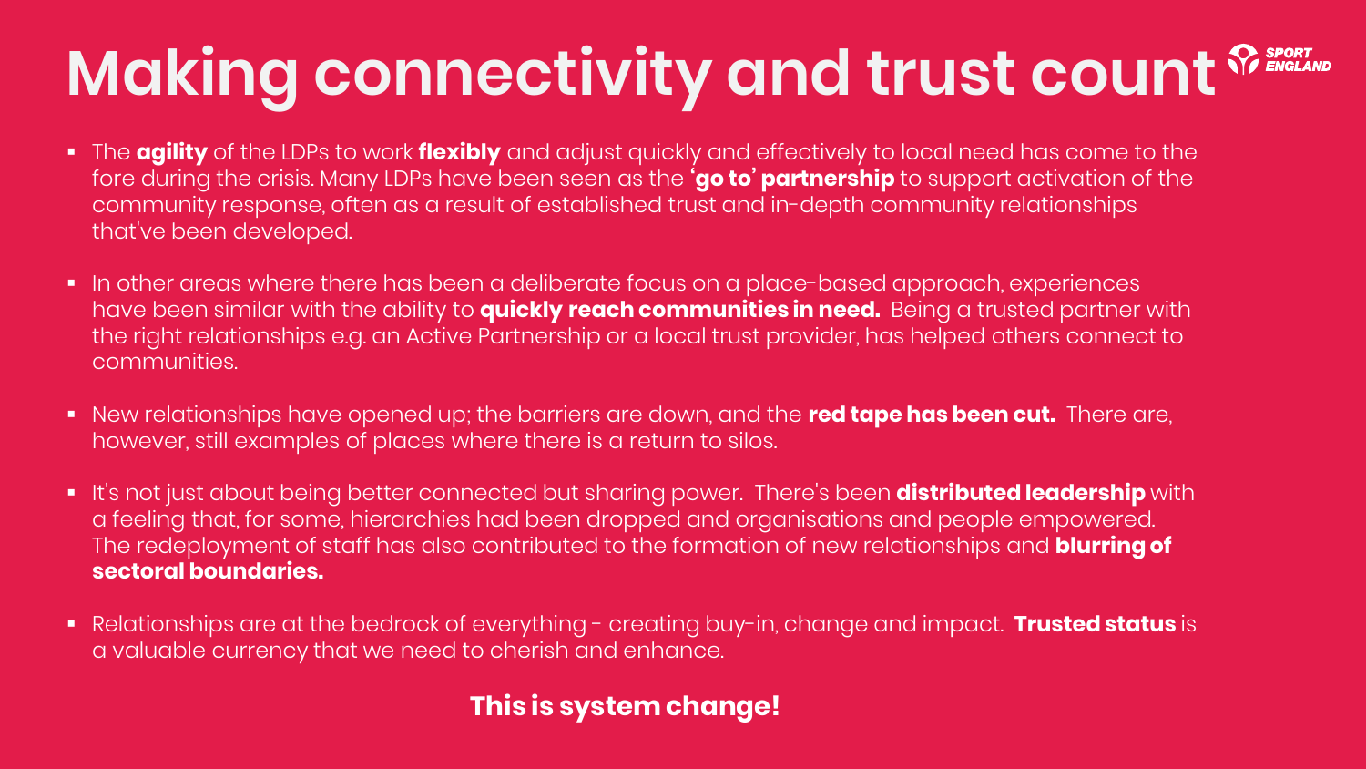# Making connectivity and trust count

- The **agility** of the LDPs to work **flexibly** and adjust quickly and effectively to local need has come to the fore during the crisis. Many LDPs have been seen as the **'go to' partnership** to support activation of the community response, often as a result of established trust and in-depth community relationships that've been developed.

- In other areas where there has been a deliberate focus on a place-based approach, experiences have been similar with the ability to **quickly reach communities in need.** Being a trusted partner with the right relationships e.g. an Active Partnership or a local trust provider, has helped others connect to communities.

- New relationships have opened up; the barriers are down, and the **red tape has been cut.** There are, however, still examples of places where there is a return to silos.

- It's not just about being better connected but sharing power. There's been **distributed leadership** with a feeling that, for some, hierarchies had been dropped and organisations and people empowered. The redeployment of staff has also contributed to the formation of new relationships and **blurring of sectoral boundaries.**

- Relationships are at the bedrock of everything - creating buy-in, change and impact. **Trusted status** is a valuable currency that we need to cherish and enhance.

**This is system change!**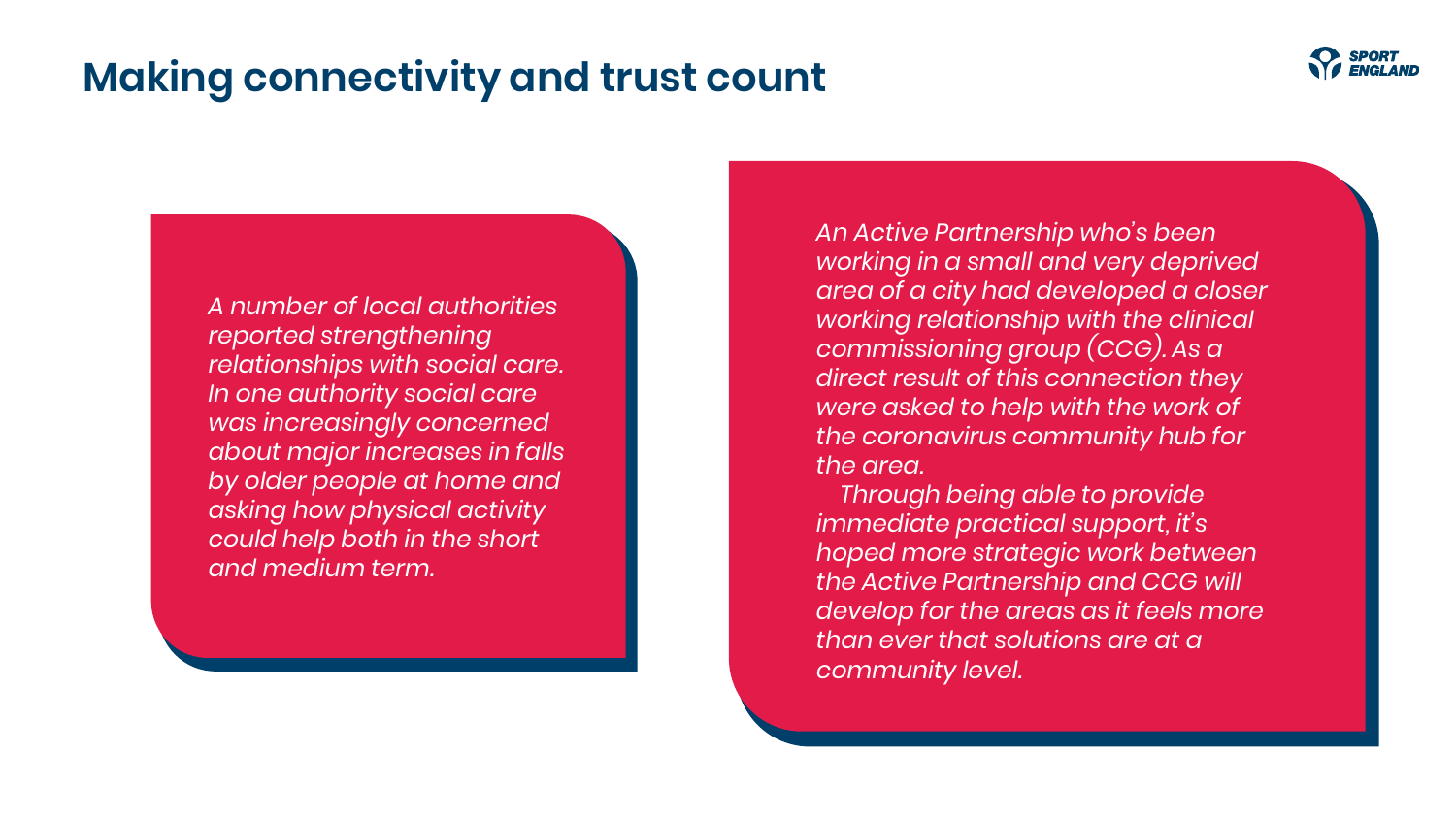# Making connectivity and trust count

*A number of local authorities reported strengthening relationships with social care. In one authority social care was increasingly concerned about major increases in falls by older people at home and asking how physical activity could help both in the short and medium term.*

*An Active Partnership who's been working in a small and very deprived area of a city had developed a closer working relationship with the clinical commissioning group (CCG). As a direct result of this connection they were asked to help with the work of the coronavirus community hub for the area.*

*Through being able to provide immediate practical support, it's hoped more strategic work between the Active Partnership and CCG will develop for the areas as it feels more than ever that solutions are at a community level.*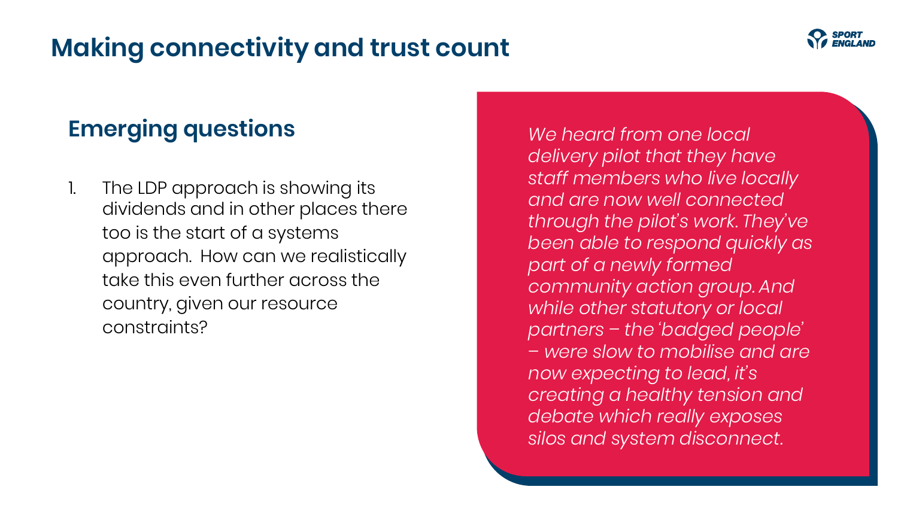# Making connectivity and trust count

## Emerging questions

1. The LDP approach is showing its dividends and in other places there too is the start of a systems approach. How can we realistically take this even further across the country, given our resource constraints?

*We heard from one local delivery pilot that they have staff members who live locally and are now well connected through the pilot's work. They've been able to respond quickly as part of a newly formed community action group. And while other statutory or local partners – the 'badged people' – were slow to mobilise and are now expecting to lead, it's creating a healthy tension and debate which really exposes silos and system disconnect.*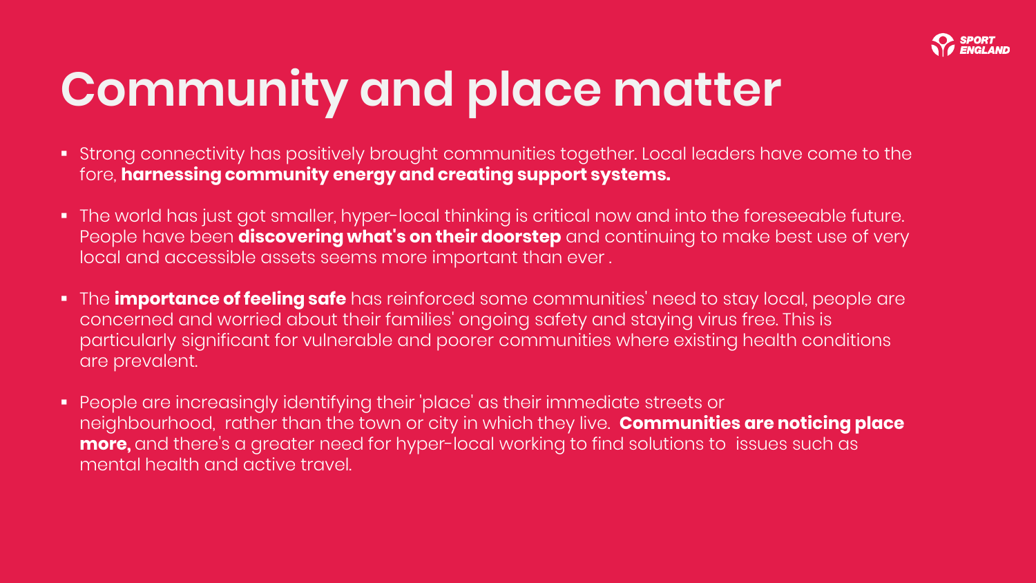# Community and place matter

- Strong connectivity has positively brought communities together. Local leaders have come to the fore, **harnessing community energy and creating support systems.**

- The world has just got smaller, hyper-local thinking is critical now and into the foreseeable future. People have been **discovering what's on their doorstep** and continuing to make best use of very local and accessible assets seems more important than ever .

- The **importance of feeling safe** has reinforced some communities' need to stay local, people are concerned and worried about their families' ongoing safety and staying virus free. This is particularly significant for vulnerable and poorer communities where existing health conditions are prevalent.

- People are increasingly identifying their 'place' as their immediate streets or neighbourhood, rather than the town or city in which they live. **Communities are noticing place more,** and there's a greater need for hyper-local working to find solutions to issues such as mental health and active travel.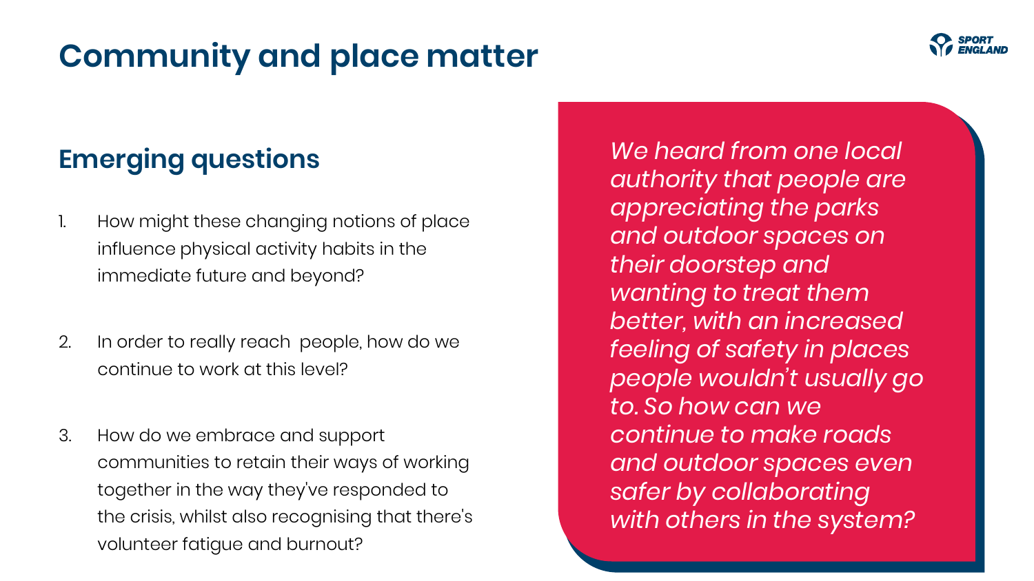# Community and place matter

## Emerging questions

1. How might these changing notions of place influence physical activity habits in the immediate future and beyond?

2. In order to really reach people, how do we continue to work at this level?

3. How do we embrace and support communities to retain their ways of working together in the way they've responded to the crisis, whilst also recognising that there's volunteer fatigue and burnout?

*We heard from one local authority that people are appreciating the parks and outdoor spaces on their doorstep and wanting to treat them better, with an increased feeling of safety in places people wouldn't usually go to. So how can we continue to make roads and outdoor spaces even safer by collaborating with others in the system?*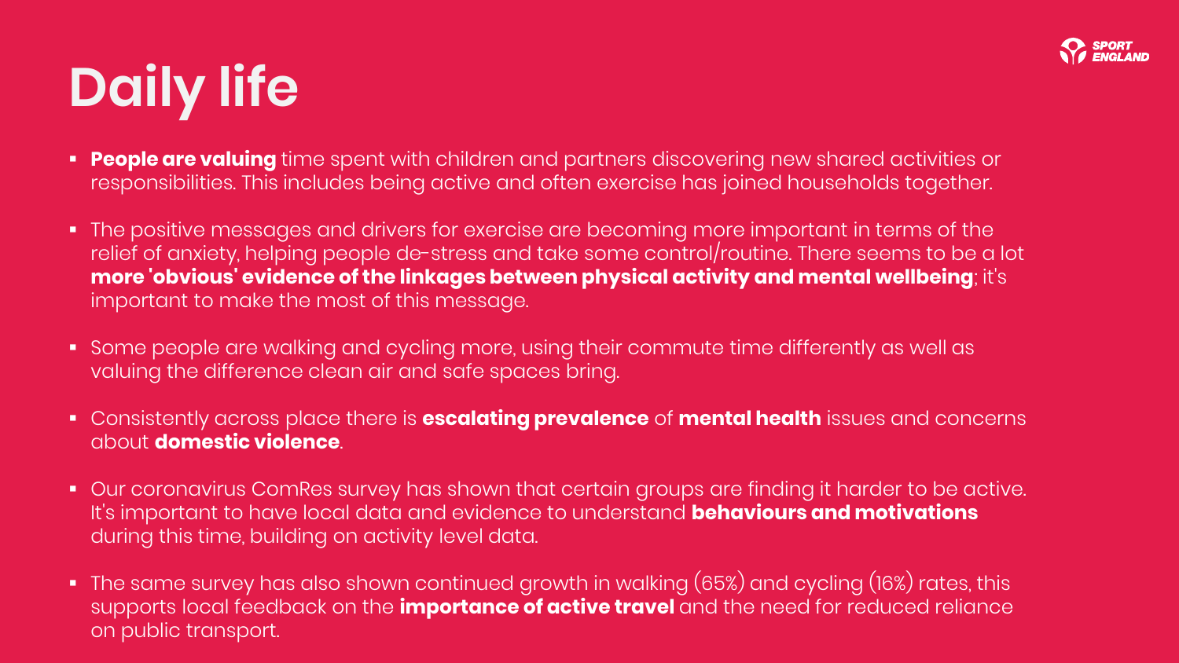# Daily life

- **People are valuing** time spent with children and partners discovering new shared activities or responsibilities. This includes being active and often exercise has joined households together.
- The positive messages and drivers for exercise are becoming more important in terms of the relief of anxiety, helping people de-stress and take some control/routine. There seems to be a lot **more 'obvious' evidence of the linkages between physical activity and mental wellbeing**; it's important to make the most of this message.
- Some people are walking and cycling more, using their commute time differently as well as valuing the difference clean air and safe spaces bring.
- Consistently across place there is **escalating prevalence** of **mental health** issues and concerns about **domestic violence**.
- Our coronavirus ComRes survey has shown that certain groups are finding it harder to be active. It's important to have local data and evidence to understand **behaviours and motivations** during this time, building on activity level data.
- The same survey has also shown continued growth in walking (65%) and cycling (16%) rates, this supports local feedback on the **importance of active travel** and the need for reduced reliance on public transport.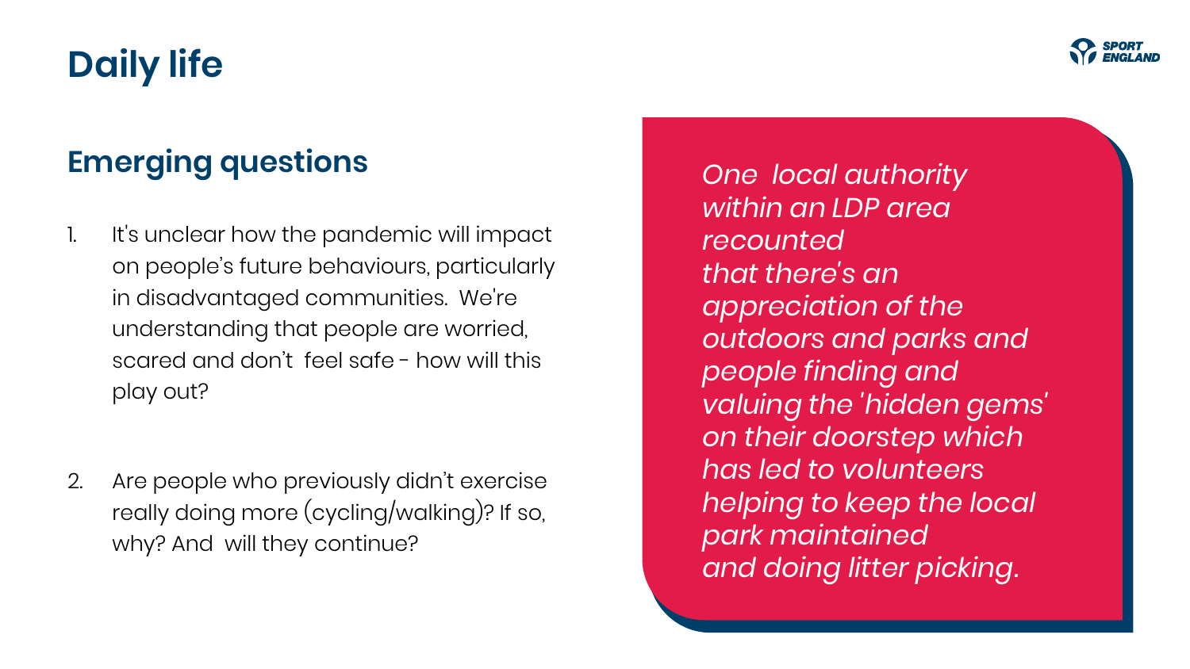# Daily life

## Emerging questions

1. It's unclear how the pandemic will impact on people's future behaviours, particularly in disadvantaged communities. We're understanding that people are worried, scared and don't feel safe - how will this play out?

2. Are people who previously didn't exercise really doing more (cycling/walking)? If so, why? And will they continue?

*One local authority within an LDP area recounted that there's an appreciation of the outdoors and parks and people finding and valuing the 'hidden gems' on their doorstep which has led to volunteers helping to keep the local park maintained and doing litter picking.*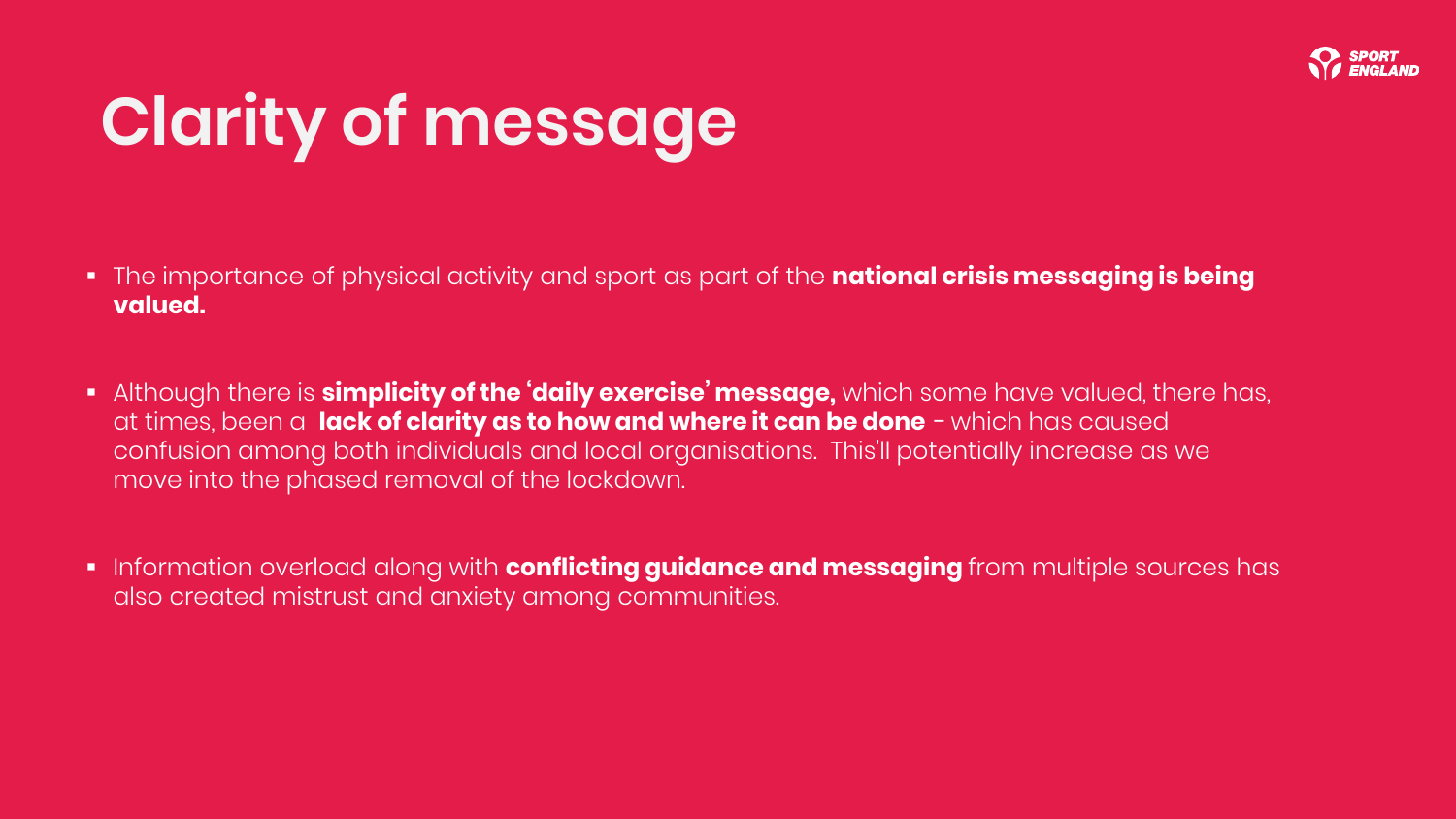# Clarity of message

- The importance of physical activity and sport as part of the **national crisis messaging is being valued.**

- Although there is **simplicity of the 'daily exercise' message,** which some have valued, there has, at times, been a **lack of clarity as to how and where it can be done** - which has caused confusion among both individuals and local organisations. This'll potentially increase as we move into the phased removal of the lockdown.

- Information overload along with **conflicting guidance and messaging** from multiple sources has also created mistrust and anxiety among communities.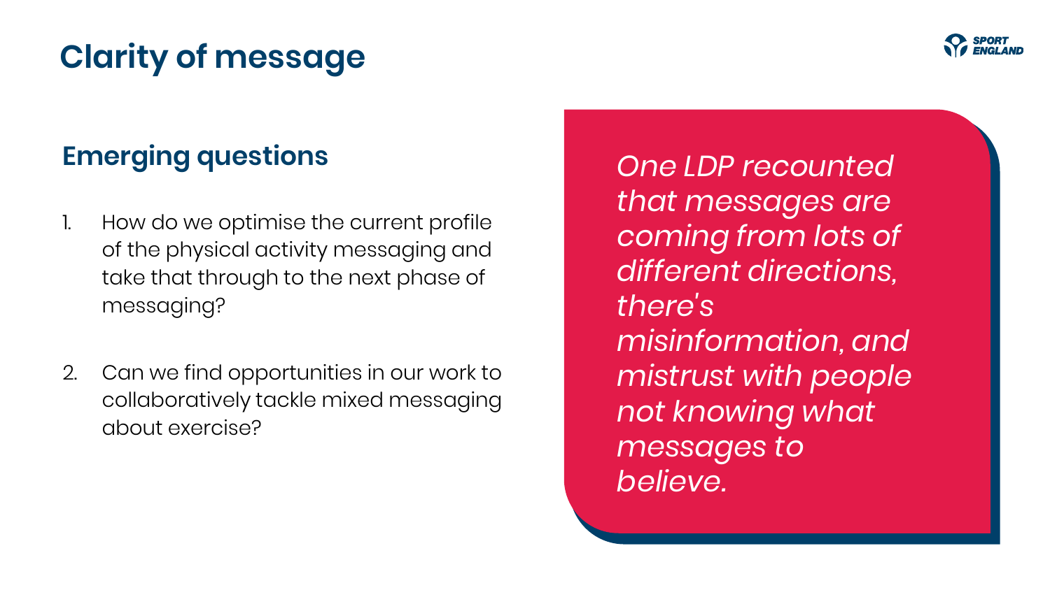# Clarity of message

## Emerging questions

1. How do we optimise the current profile of the physical activity messaging and take that through to the next phase of messaging?

2. Can we find opportunities in our work to collaboratively tackle mixed messaging about exercise?

*One LDP recounted that messages are coming from lots of different directions, there's misinformation, and mistrust with people not knowing what messages to believe.*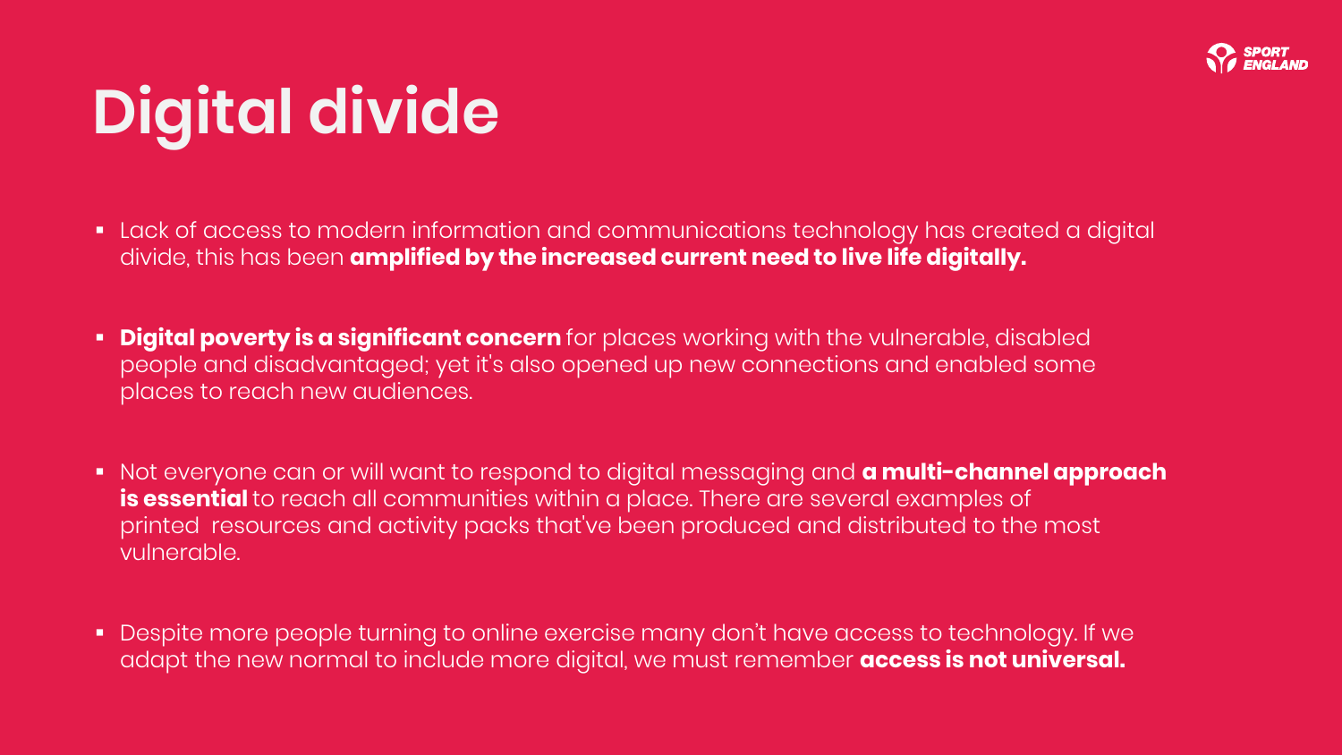# Digital divide

- Lack of access to modern information and communications technology has created a digital divide, this has been **amplified by the increased current need to live life digitally.**
- **Digital poverty is a significant concern** for places working with the vulnerable, disabled people and disadvantaged; yet it's also opened up new connections and enabled some places to reach new audiences.
- Not everyone can or will want to respond to digital messaging and **a multi-channel approach is essential** to reach all communities within a place. There are several examples of printed resources and activity packs that've been produced and distributed to the most vulnerable.
- Despite more people turning to online exercise many don't have access to technology. If we adapt the new normal to include more digital, we must remember **access is not universal.**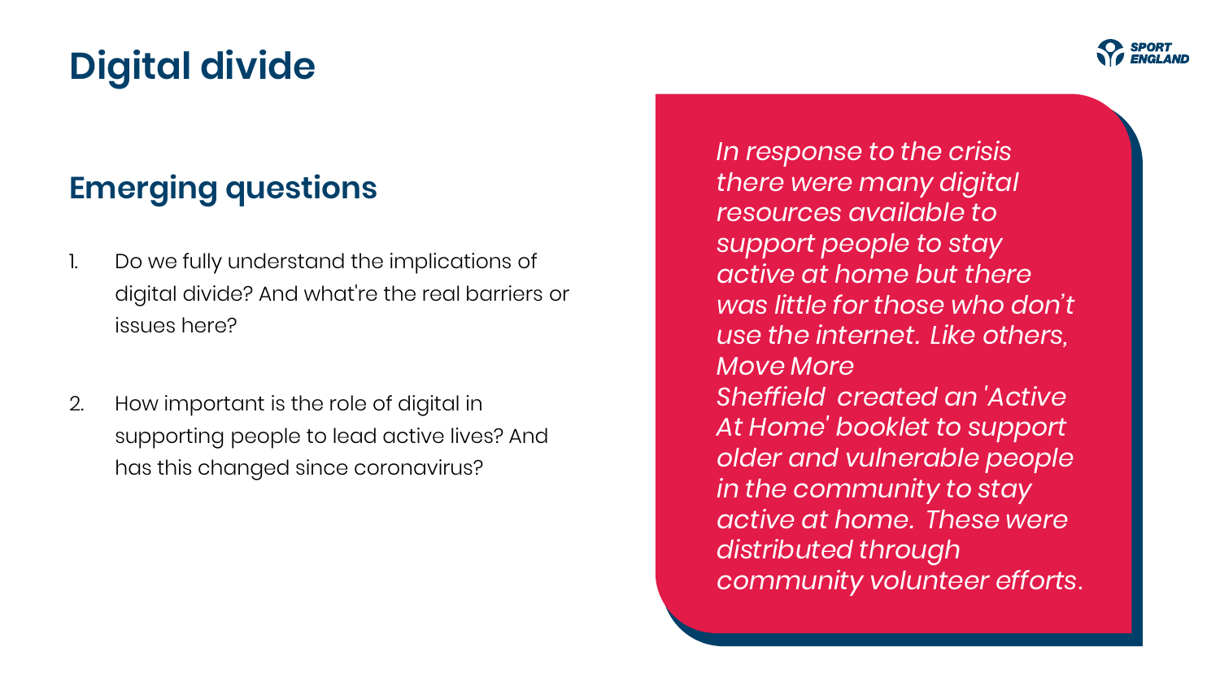# Digital divide

## Emerging questions

1. Do we fully understand the implications of digital divide? And what're the real barriers or issues here?

2. How important is the role of digital in supporting people to lead active lives? And has this changed since coronavirus?

*In response to the crisis there were many digital resources available to support people to stay active at home but there was little for those who don't use the internet. Like others, Move More Sheffield created an 'Active At Home' booklet to support older and vulnerable people in the community to stay active at home. These were distributed through community volunteer efforts.*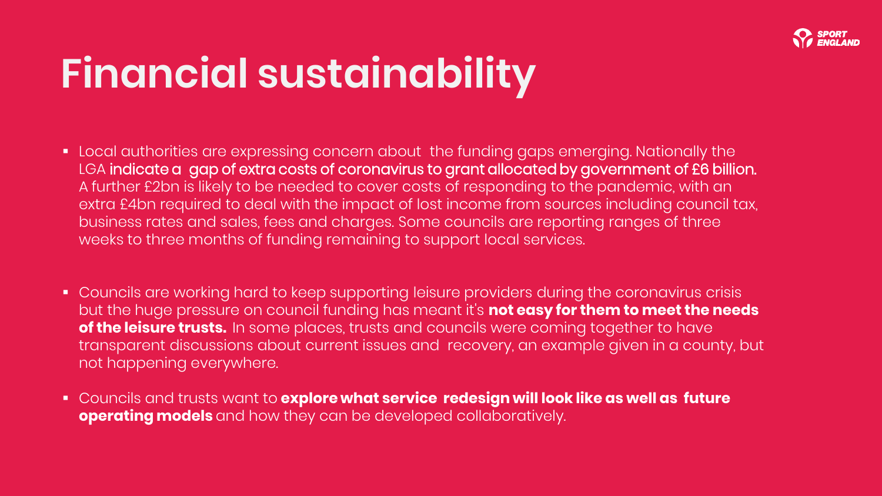# Financial sustainability

- Local authorities are expressing concern about the funding gaps emerging. Nationally the LGA indicate a gap of extra costs of coronavirus to grant allocated by government of £6 billion. A further £2bn is likely to be needed to cover costs of responding to the pandemic, with an extra £4bn required to deal with the impact of lost income from sources including council tax, business rates and sales, fees and charges. Some councils are reporting ranges of three weeks to three months of funding remaining to support local services.

- Councils are working hard to keep supporting leisure providers during the coronavirus crisis but the huge pressure on council funding has meant it's **not easy for them to meet the needs of the leisure trusts.** In some places, trusts and councils were coming together to have transparent discussions about current issues and recovery, an example given in a county, but not happening everywhere.

- Councils and trusts want to **explore what service redesign will look like as well as future operating models** and how they can be developed collaboratively.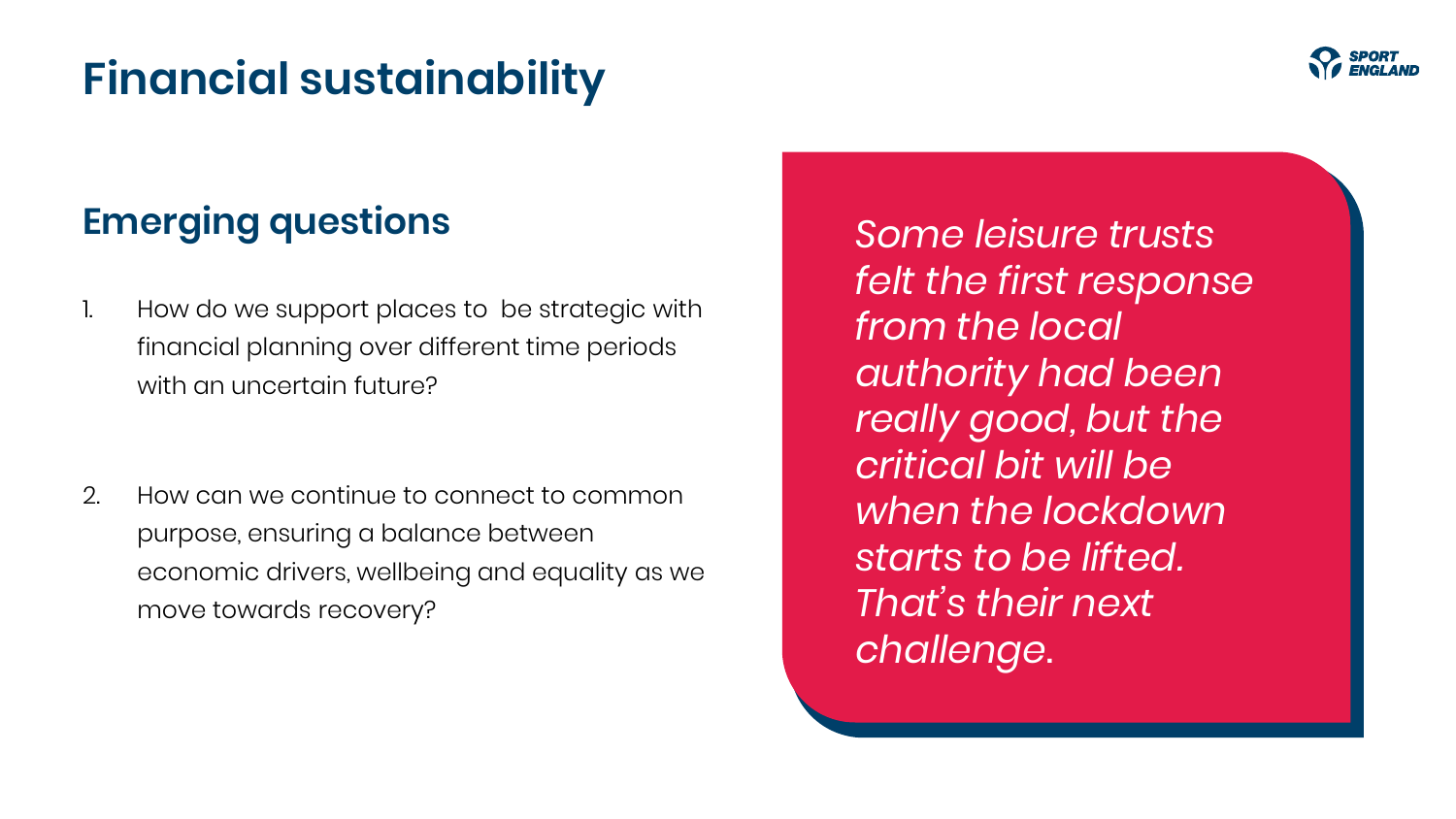# Financial sustainability

## Emerging questions

1. How do we support places to be strategic with financial planning over different time periods with an uncertain future?

2. How can we continue to connect to common purpose, ensuring a balance between economic drivers, wellbeing and equality as we move towards recovery?

*Some leisure trusts felt the first response from the local authority had been really good, but the critical bit will be when the lockdown starts to be lifted. That's their next challenge.*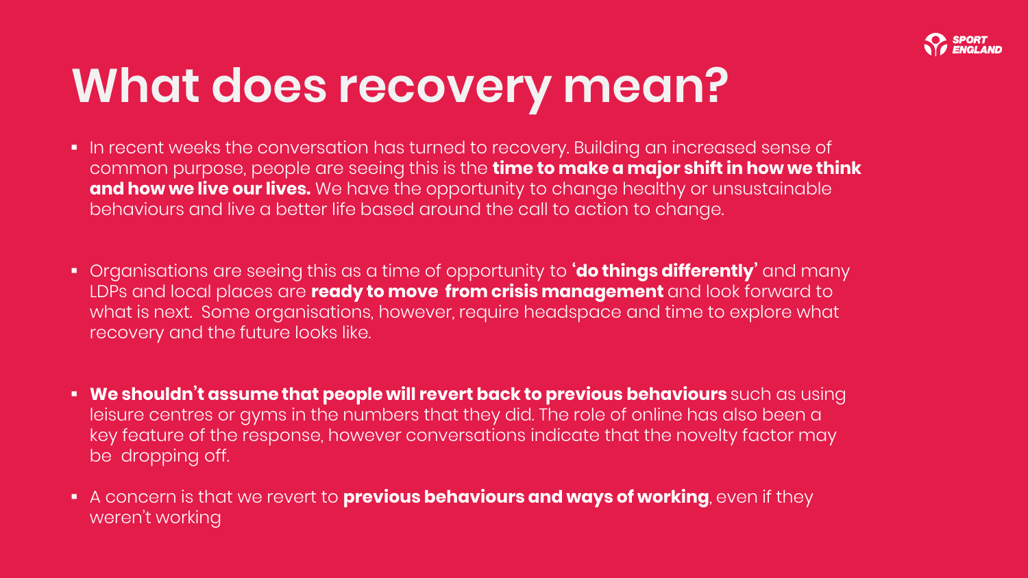# What does recovery mean?

- In recent weeks the conversation has turned to recovery. Building an increased sense of common purpose, people are seeing this is the **time to make a major shift in how we think and how we live our lives.** We have the opportunity to change healthy or unsustainable behaviours and live a better life based around the call to action to change.

- Organisations are seeing this as a time of opportunity to **'do things differently'** and many LDPs and local places are **ready to move from crisis management** and look forward to what is next. Some organisations, however, require headspace and time to explore what recovery and the future looks like.

- **We shouldn't assume that people will revert back to previous behaviours** such as using leisure centres or gyms in the numbers that they did. The role of online has also been a key feature of the response, however conversations indicate that the novelty factor may be dropping off.

- A concern is that we revert to **previous behaviours and ways of working**, even if they weren't working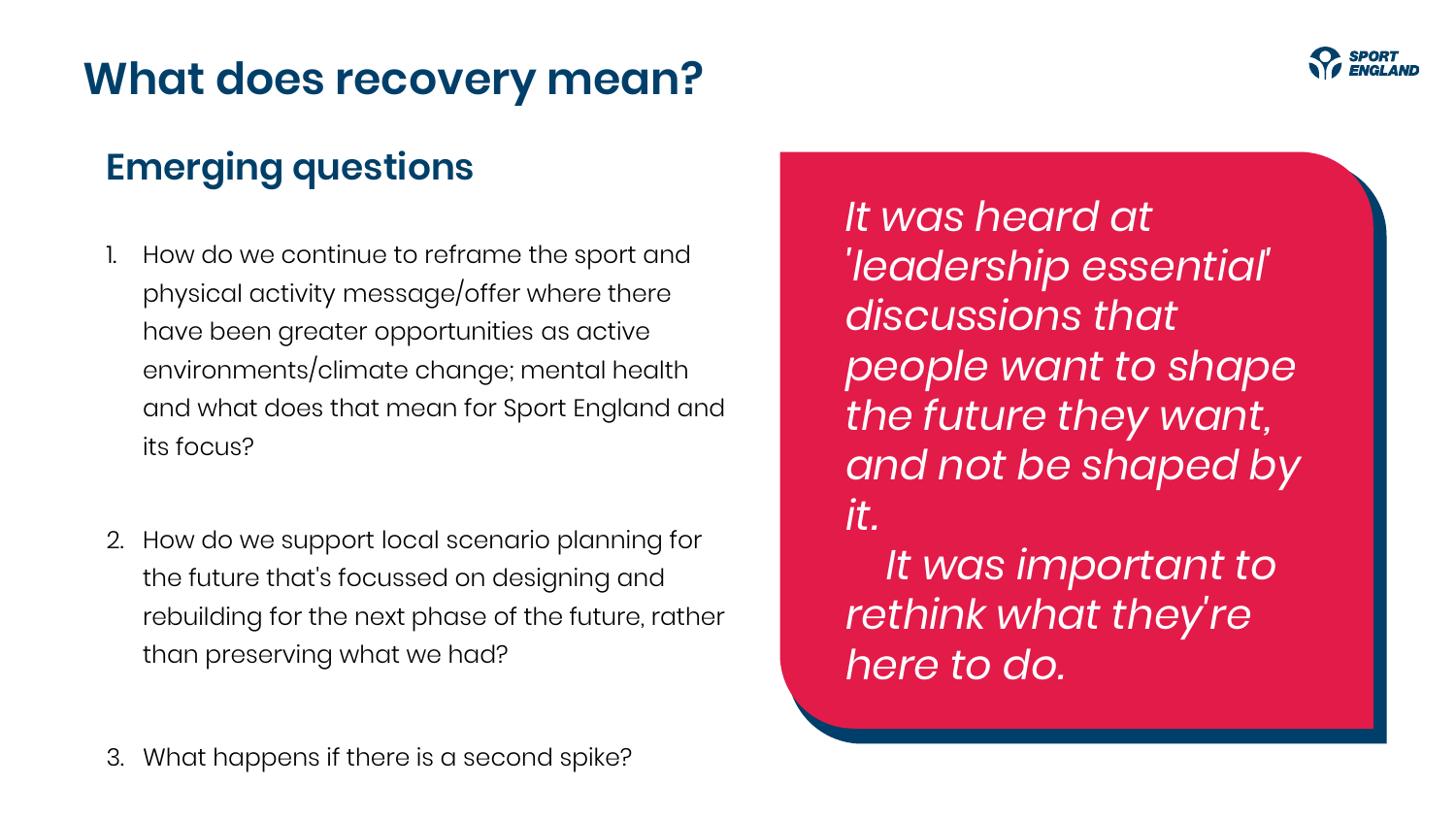# What does recovery mean?

## Emerging questions

1. How do we continue to reframe the sport and physical activity message/offer where there have been greater opportunities as active environments/climate change; mental health and what does that mean for Sport England and its focus?

2. How do we support local scenario planning for the future that's focussed on designing and rebuilding for the next phase of the future, rather than preserving what we had?

3. What happens if there is a second spike?

*It was heard at 'leadership essential' discussions that people want to shape the future they want, and not be shaped by it.*

*It was important to rethink what they're here to do.*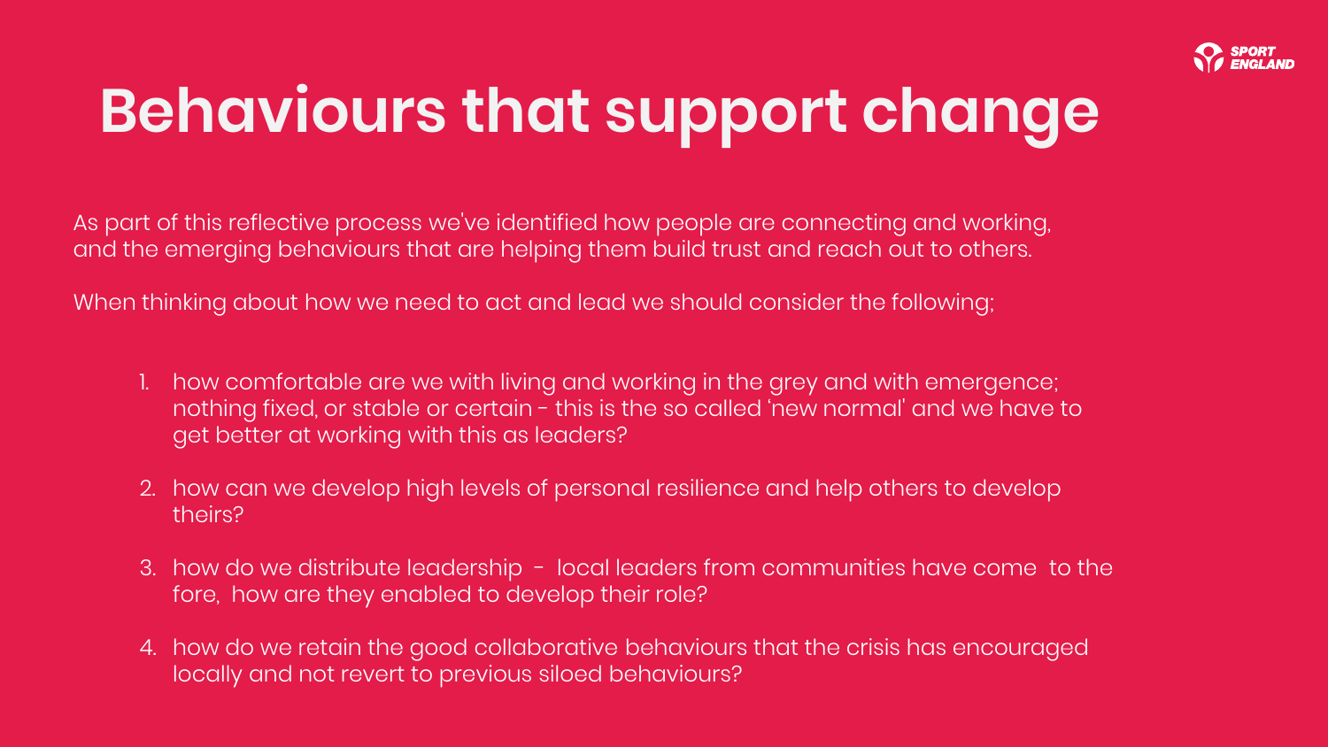# Behaviours that support change

As part of this reflective process we've identified how people are connecting and working, and the emerging behaviours that are helping them build trust and reach out to others.

When thinking about how we need to act and lead we should consider the following;

1. how comfortable are we with living and working in the grey and with emergence; nothing fixed, or stable or certain - this is the so called 'new normal' and we have to get better at working with this as leaders?
2. how can we develop high levels of personal resilience and help others to develop theirs?
3. how do we distribute leadership - local leaders from communities have come to the fore, how are they enabled to develop their role?
4. how do we retain the good collaborative behaviours that the crisis has encouraged locally and not revert to previous siloed behaviours?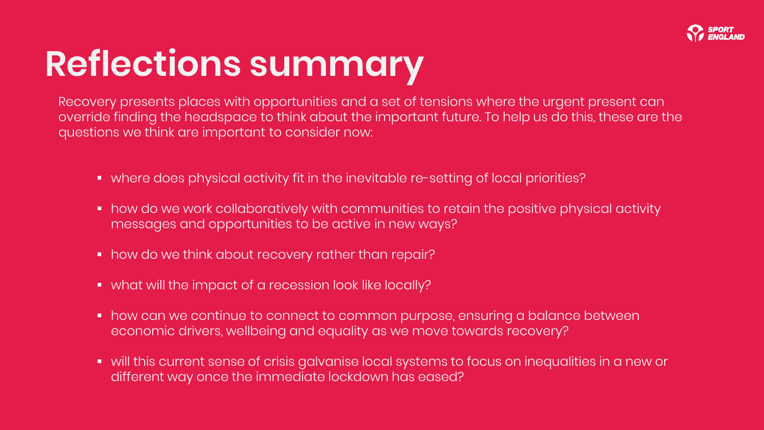# Reflections summary

Recovery presents places with opportunities and a set of tensions where the urgent present can override finding the headspace to think about the important future. To help us do this, these are the questions we think are important to consider now:

- where does physical activity fit in the inevitable re-setting of local priorities?
- how do we work collaboratively with communities to retain the positive physical activity messages and opportunities to be active in new ways?
- how do we think about recovery rather than repair?
- what will the impact of a recession look like locally?
- how can we continue to connect to common purpose, ensuring a balance between economic drivers, wellbeing and equality as we move towards recovery?
- will this current sense of crisis galvanise local systems to focus on inequalities in a new or different way once the immediate lockdown has eased?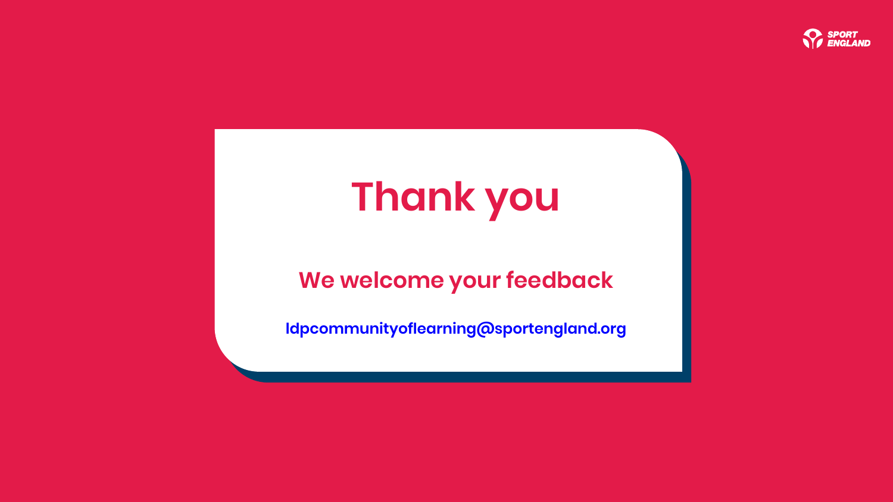# Thank you

## We welcome your feedback

ldpcommunityoflearning@sportengland.org